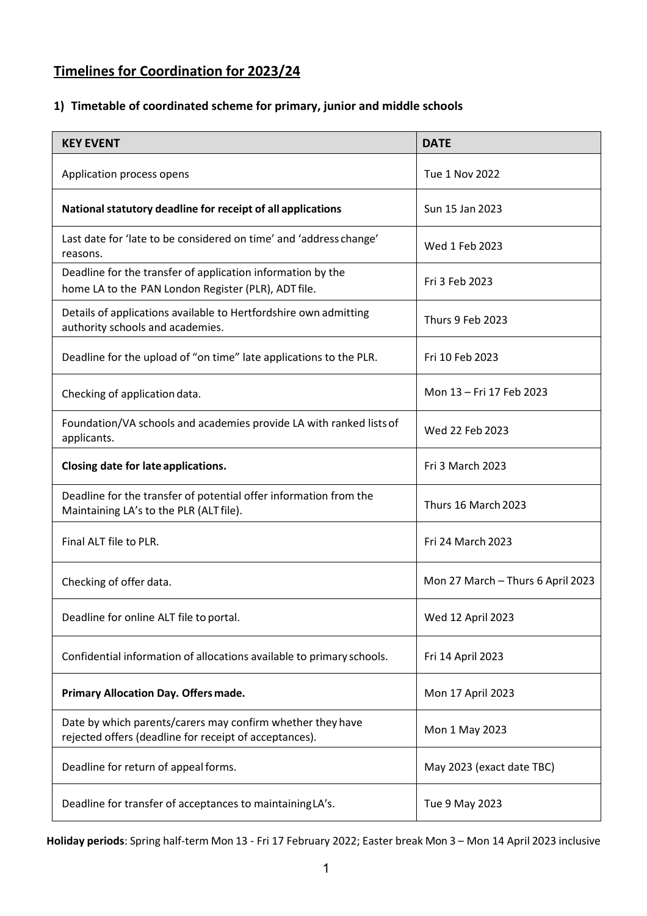## Timelines for Coordination for 2023/24

### 1) Timetable of coordinated scheme for primary, junior and middle schools

| KEY EVENT | DATE |
|---|---|
| Application process opens | Tue 1 Nov 2022 |
| **National statutory deadline for receipt of all applications** | Sun 15 Jan 2023 |
| Last date for 'late to be considered on time' and 'address change' reasons. | Wed 1 Feb 2023 |
| Deadline for the transfer of application information by the home LA to the PAN London Register (PLR), ADT file. | Fri 3 Feb 2023 |
| Details of applications available to Hertfordshire own admitting authority schools and academies. | Thurs 9 Feb 2023 |
| Deadline for the upload of "on time" late applications to the PLR. | Fri 10 Feb 2023 |
| Checking of application data. | Mon 13 – Fri 17 Feb 2023 |
| Foundation/VA schools and academies provide LA with ranked lists of applicants. | Wed 22 Feb 2023 |
| **Closing date for late applications.** | Fri 3 March 2023 |
| Deadline for the transfer of potential offer information from the Maintaining LA's to the PLR (ALT file). | Thurs 16 March 2023 |
| Final ALT file to PLR. | Fri 24 March 2023 |
| Checking of offer data. | Mon 27 March – Thurs 6 April 2023 |
| Deadline for online ALT file to portal. | Wed 12 April 2023 |
| Confidential information of allocations available to primary schools. | Fri 14 April 2023 |
| **Primary Allocation Day. Offers made.** | Mon 17 April 2023 |
| Date by which parents/carers may confirm whether they have rejected offers (deadline for receipt of acceptances). | Mon 1 May 2023 |
| Deadline for return of appeal forms. | May 2023 (exact date TBC) |
| Deadline for transfer of acceptances to maintaining LA's. | Tue 9 May 2023 |

**Holiday periods**: Spring half-term Mon 13 - Fri 17 February 2022; Easter break Mon 3 – Mon 14 April 2023 inclusive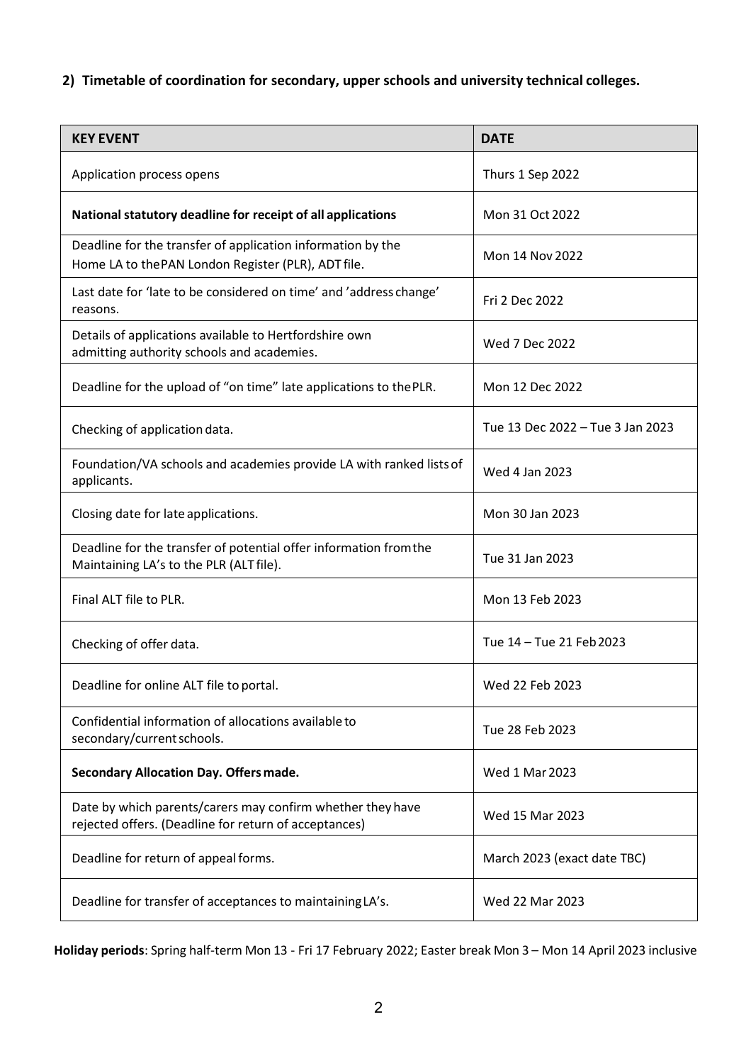## 2) Timetable of coordination for secondary, upper schools and university technical colleges.

| KEY EVENT | DATE |
|---|---|
| Application process opens | Thurs 1 Sep 2022 |
| **National statutory deadline for receipt of all applications** | Mon 31 Oct 2022 |
| Deadline for the transfer of application information by the Home LA to the PAN London Register (PLR), ADT file. | Mon 14 Nov 2022 |
| Last date for 'late to be considered on time' and 'address change' reasons. | Fri 2 Dec 2022 |
| Details of applications available to Hertfordshire own admitting authority schools and academies. | Wed 7 Dec 2022 |
| Deadline for the upload of "on time" late applications to the PLR. | Mon 12 Dec 2022 |
| Checking of application data. | Tue 13 Dec 2022 – Tue 3 Jan 2023 |
| Foundation/VA schools and academies provide LA with ranked lists of applicants. | Wed 4 Jan 2023 |
| Closing date for late applications. | Mon 30 Jan 2023 |
| Deadline for the transfer of potential offer information from the Maintaining LA's to the PLR (ALT file). | Tue 31 Jan 2023 |
| Final ALT file to PLR. | Mon 13 Feb 2023 |
| Checking of offer data. | Tue 14 – Tue 21 Feb 2023 |
| Deadline for online ALT file to portal. | Wed 22 Feb 2023 |
| Confidential information of allocations available to secondary/current schools. | Tue 28 Feb 2023 |
| **Secondary Allocation Day. Offers made.** | Wed 1 Mar 2023 |
| Date by which parents/carers may confirm whether they have rejected offers. (Deadline for return of acceptances) | Wed 15 Mar 2023 |
| Deadline for return of appeal forms. | March 2023 (exact date TBC) |
| Deadline for transfer of acceptances to maintaining LA's. | Wed 22 Mar 2023 |

**Holiday periods**: Spring half-term Mon 13 - Fri 17 February 2022; Easter break Mon 3 – Mon 14 April 2023 inclusive